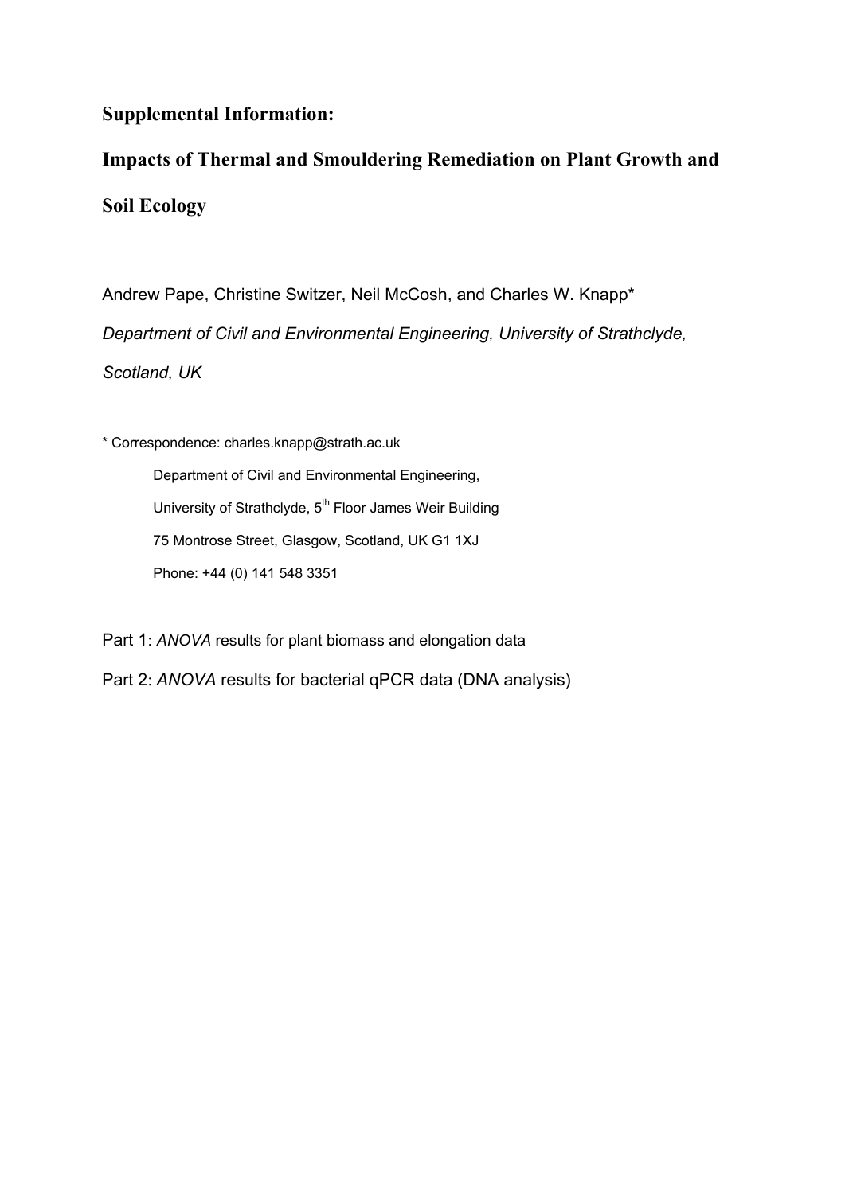# Supplemental Information:

# Impacts of Thermal and Smouldering Remediation on Plant Growth and Soil Ecology

Andrew Pape, Christine Switzer, Neil McCosh, and Charles W. Knapp*

*Department of Civil and Environmental Engineering, University of Strathclyde, Scotland, UK*

\* Correspondence: charles.knapp@strath.ac.uk

Department of Civil and Environmental Engineering,
University of Strathclyde, 5th Floor James Weir Building
75 Montrose Street, Glasgow, Scotland, UK G1 1XJ
Phone: +44 (0) 141 548 3351

Part 1: *ANOVA* results for plant biomass and elongation data

Part 2: *ANOVA* results for bacterial qPCR data (DNA analysis)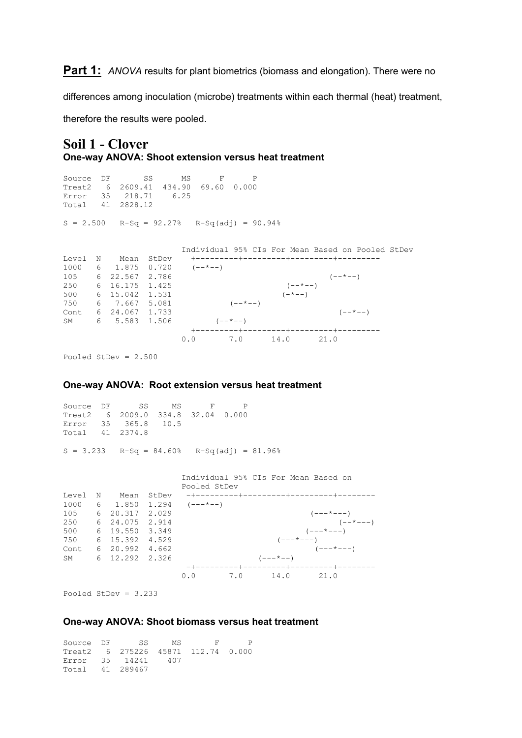**Part 1:** *ANOVA* results for plant biometrics (biomass and elongation). There were no differences among inoculation (microbe) treatments within each thermal (heat) treatment, therefore the results were pooled.

## Soil 1 - Clover

### One-way ANOVA: Shoot extension versus heat treatment

```
Source  DF       SS      MS      F      P
Treat2   6  2609.41  434.90  69.60  0.000
Error   35   218.71    6.25
Total   41  2828.12

S = 2.500   R-Sq = 92.27%   R-Sq(adj) = 90.94%


                           Individual 95% CIs For Mean Based on Pooled StDev
Level  N    Mean  StDev    +---------+---------+---------+---------
1000   6   1.875  0.720    (--*--)
105    6  22.567  2.786                                   (--*--)
250    6  16.175  1.425                          (--*--)
500    6  15.042  1.531                         (-*--)
750    6   7.667  5.081            (--*--)
Cont   6  24.067  1.733                                     (--*--)
SM     6   5.583  1.506         (--*--)
                           +---------+---------+---------+---------
                         0.0       7.0      14.0      21.0

Pooled StDev = 2.500
```

### One-way ANOVA: Root extension versus heat treatment

```
Source  DF      SS     MS      F      P
Treat2   6  2009.0  334.8  32.04  0.000
Error   35   365.8   10.5
Total   41  2374.8

S = 3.233   R-Sq = 84.60%   R-Sq(adj) = 81.96%


                           Individual 95% CIs For Mean Based on
                           Pooled StDev
Level  N    Mean  StDev  -+---------+---------+---------+--------
1000   6   1.850  1.294  (---*--)
105    6  20.317  2.029                             (---*---)
250    6  24.075  2.914                                   (--*---)
500    6  19.550  3.349                            (---*---)
750    6  15.392  4.529                      (---*---)
Cont   6  20.992  4.662                               (---*---)
SM     6  12.292  2.326                 (---*--)
                         -+---------+---------+---------+--------
                         0.0       7.0      14.0      21.0

Pooled StDev = 3.233
```

### One-way ANOVA: Shoot biomass versus heat treatment

```
Source  DF      SS     MS       F      P
Treat2   6  275226  45871  112.74  0.000
Error   35   14241    407
Total   41  289467
```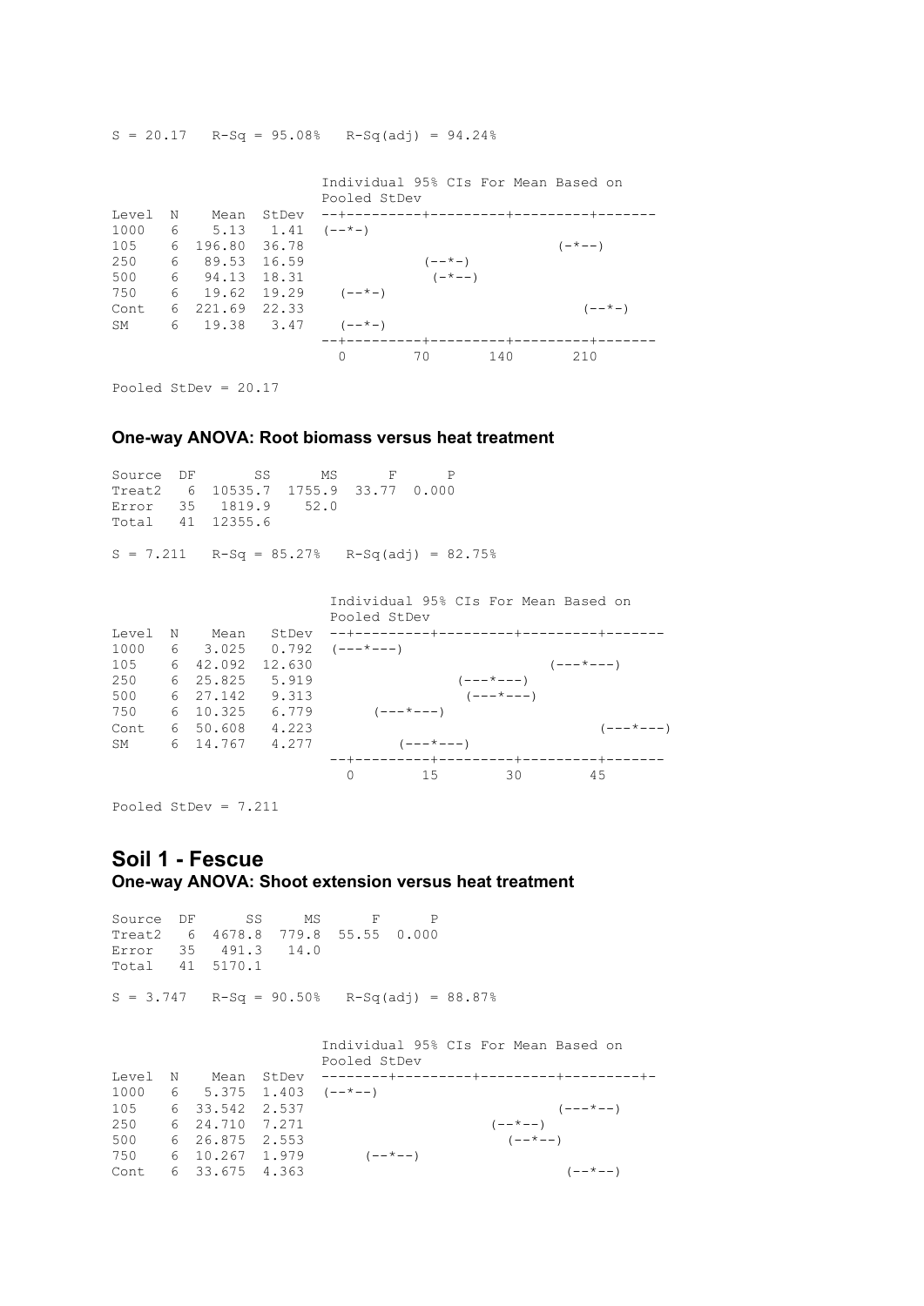```
S = 20.17   R-Sq = 95.08%   R-Sq(adj) = 94.24%


                         Individual 95% CIs For Mean Based on
                         Pooled StDev
Level  N    Mean  StDev  --+---------+---------+---------+-------
1000   6    5.13   1.41  (--*-)
105    6  196.80  36.78                              (-*--)
250    6   89.53  16.59             (--*-)
500    6   94.13  18.31              (-*--)
750    6   19.62  19.29   (--*-)
Cont   6  221.69  22.33                                 (--*-)
SM     6   19.38   3.47   (--*-)
                         --+---------+---------+---------+-------
                           0        70       140       210

Pooled StDev = 20.17
```

### One-way ANOVA: Root biomass versus heat treatment

```
Source  DF       SS      MS      F      P
Treat2   6  10535.7  1755.9  33.77  0.000
Error   35   1819.9    52.0
Total   41  12355.6

S = 7.211   R-Sq = 85.27%   R-Sq(adj) = 82.75%


                          Individual 95% CIs For Mean Based on
                          Pooled StDev
Level  N    Mean   StDev  --+---------+---------+---------+-------
1000   6   3.025   0.792  (---*---)
105    6  42.092  12.630                          (---*---)
250    6  25.825   5.919                (---*---)
500    6  27.142   9.313                 (---*---)
750    6  10.325   6.779      (---*---)
Cont   6  50.608   4.223                                (---*---)
SM     6  14.767   4.277         (---*---)
                          --+---------+---------+---------+-------
                            0        15        30        45

Pooled StDev = 7.211
```

## Soil 1 - Fescue

### One-way ANOVA: Shoot extension versus heat treatment

```
Source  DF      SS     MS      F      P
Treat2   6  4678.8  779.8  55.55  0.000
Error   35   491.3   14.0
Total   41  5170.1

S = 3.747   R-Sq = 90.50%   R-Sq(adj) = 88.87%


                         Individual 95% CIs For Mean Based on
                         Pooled StDev
Level  N    Mean  StDev  --------+---------+---------+---------+-
1000   6   5.375  1.403  (--*--)
105    6  33.542  2.537                               (---*--)
250    6  24.710  7.271                         (--*--)
500    6  26.875  2.553                           (--*--)
750    6  10.267  1.979      (--*--)
Cont   6  33.675  4.363                                (--*--)
```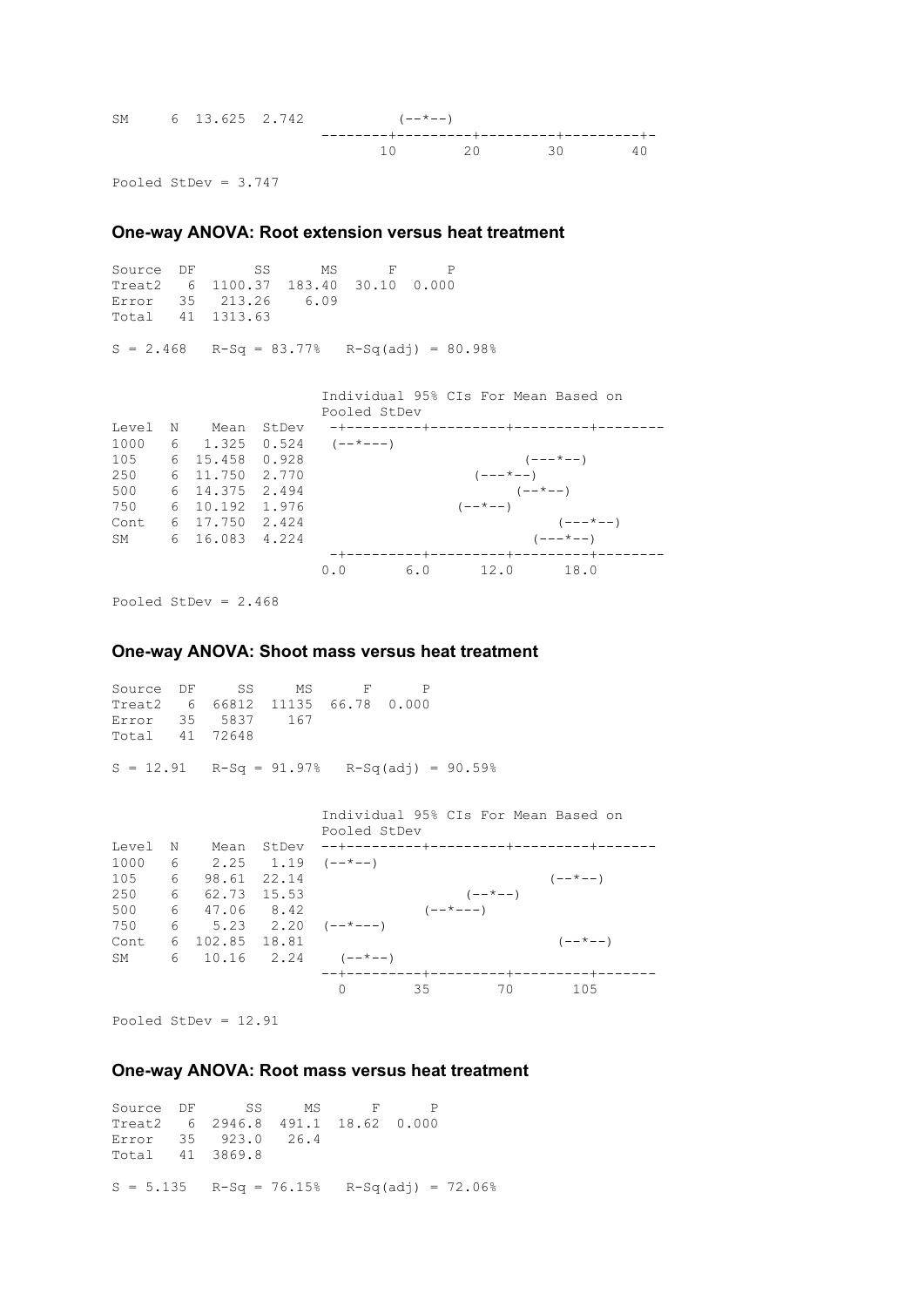```
SM     6  13.625  2.742           (--*--)
                           --------+---------+---------+---------+-
                                  10        20        30        40

Pooled StDev = 3.747
```

### One-way ANOVA: Root extension versus heat treatment

```
Source  DF       SS      MS      F      P
Treat2   6  1100.37  183.40  30.10  0.000
Error   35   213.26    6.09
Total   41  1313.63

S = 2.468   R-Sq = 83.77%   R-Sq(adj) = 80.98%


                           Individual 95% CIs For Mean Based on
                           Pooled StDev
Level  N    Mean  StDev   -+---------+---------+---------+--------
1000   6   1.325  0.524   (--*---)
105    6  15.458  0.928                              (---*--)
250    6  11.750  2.770                         (---*--)
500    6  14.375  2.494                              (--*--)
750    6  10.192  1.976                       (--*--)
Cont   6  17.750  2.424                                    (---*--)
SM     6  16.083  4.224                                 (---*--)
                          -+---------+---------+---------+--------
                          0.0       6.0      12.0      18.0

Pooled StDev = 2.468
```

### One-way ANOVA: Shoot mass versus heat treatment

```
Source  DF     SS     MS      F      P
Treat2   6  66812  11135  66.78  0.000
Error   35   5837    167
Total   41  72648

S = 12.91   R-Sq = 91.97%   R-Sq(adj) = 90.59%


                           Individual 95% CIs For Mean Based on
                           Pooled StDev
Level  N    Mean  StDev  --+---------+---------+---------+-------
1000   6    2.25   1.19  (--*--)
105    6   98.61  22.14                                (--*--)
250    6   62.73  15.53                     (--*--)
500    6   47.06   8.42                (--*---)
750    6    5.23   2.20  (--*---)
Cont   6  102.85  18.81                                 (--*--)
SM     6   10.16   2.24    (--*--)
                         --+---------+---------+---------+-------
                           0        35        70       105

Pooled StDev = 12.91
```

### One-way ANOVA: Root mass versus heat treatment

```
Source  DF      SS     MS      F      P
Treat2   6  2946.8  491.1  18.62  0.000
Error   35   923.0   26.4
Total   41  3869.8

S = 5.135   R-Sq = 76.15%   R-Sq(adj) = 72.06%
```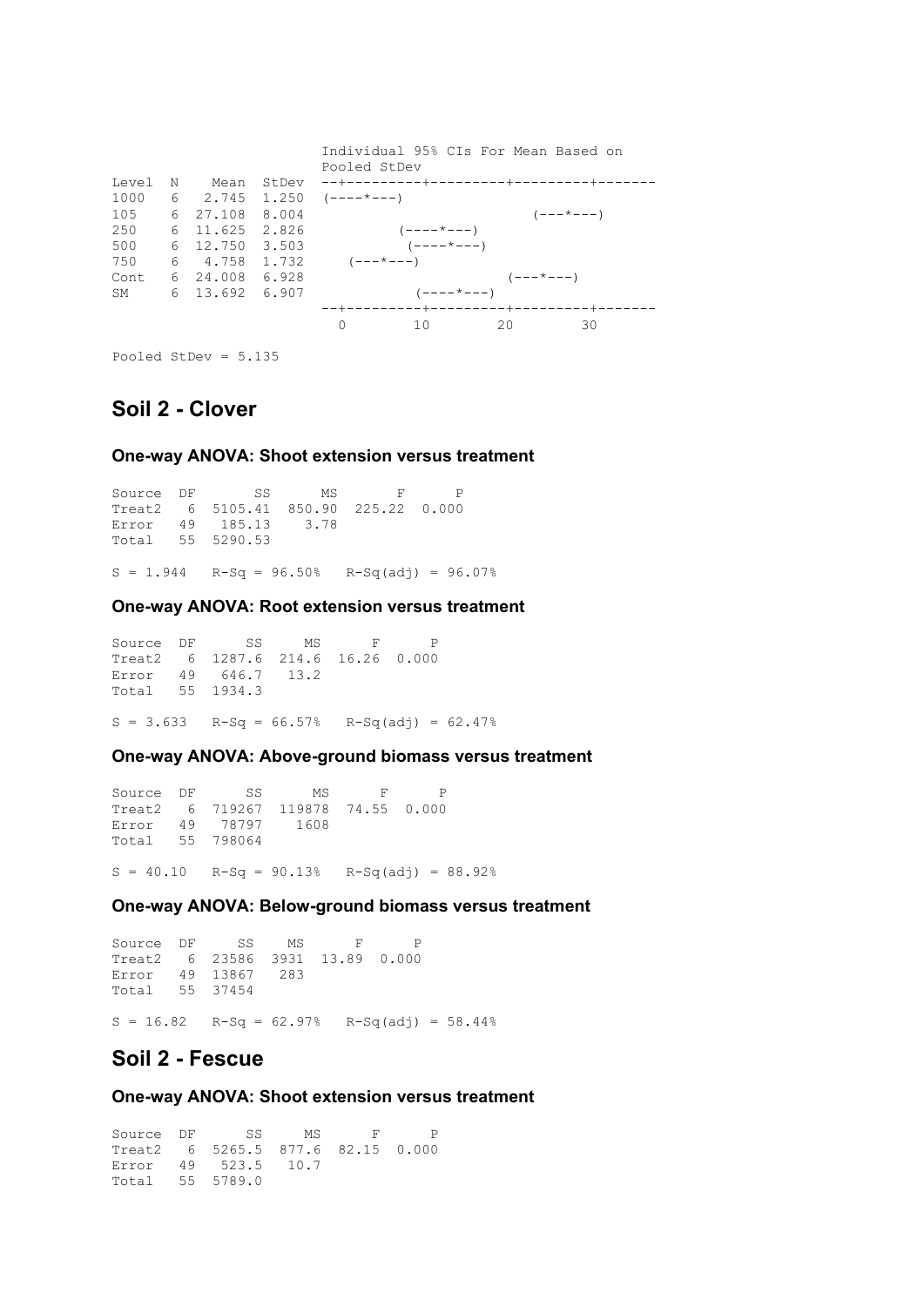```
                           Individual 95% CIs For Mean Based on
                           Pooled StDev
Level  N    Mean  StDev  --+---------+---------+---------+-------
1000   6   2.745  1.250  (----*---)
105    6  27.108  8.004                              (---*---)
250    6  11.625  2.826           (----*---)
500    6  12.750  3.503            (----*---)
750    6   4.758  1.732     (---*---)
Cont   6  24.008  6.928                          (---*---)
SM     6  13.692  6.907             (----*---)
                         --+---------+---------+---------+-------
                           0        10        20        30

Pooled StDev = 5.135
```

## Soil 2 - Clover

### One-way ANOVA: Shoot extension versus treatment

```
Source  DF      SS      MS       F      P
Treat2   6  5105.41  850.90  225.22  0.000
Error   49   185.13    3.78
Total   55  5290.53

S = 1.944   R-Sq = 96.50%   R-Sq(adj) = 96.07%
```

### One-way ANOVA: Root extension versus treatment

```
Source  DF      SS     MS      F      P
Treat2   6  1287.6  214.6  16.26  0.000
Error   49   646.7   13.2
Total   55  1934.3

S = 3.633   R-Sq = 66.57%   R-Sq(adj) = 62.47%
```

### One-way ANOVA: Above-ground biomass versus treatment

```
Source  DF      SS      MS      F      P
Treat2   6  719267  119878  74.55  0.000
Error   49   78797    1608
Total   55  798064

S = 40.10   R-Sq = 90.13%   R-Sq(adj) = 88.92%
```

### One-way ANOVA: Below-ground biomass versus treatment

```
Source  DF     SS    MS      F      P
Treat2   6  23586  3931  13.89  0.000
Error   49  13867   283
Total   55  37454

S = 16.82   R-Sq = 62.97%   R-Sq(adj) = 58.44%
```

## Soil 2 - Fescue

### One-way ANOVA: Shoot extension versus treatment

```
Source  DF      SS     MS      F      P
Treat2   6  5265.5  877.6  82.15  0.000
Error   49   523.5   10.7
Total   55  5789.0
```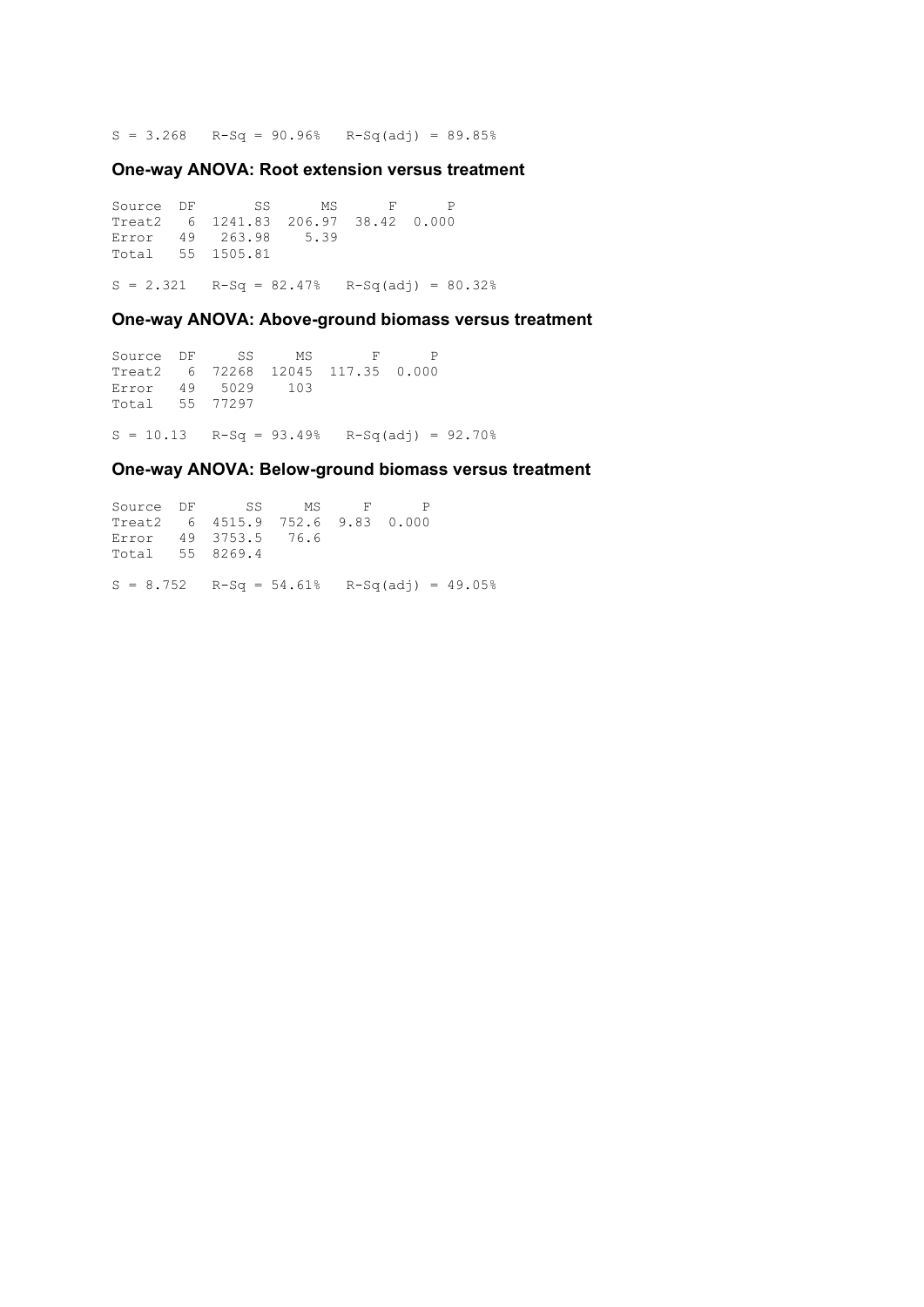S = 3.268   R-Sq = 90.96%   R-Sq(adj) = 89.85%

### One-way ANOVA: Root extension versus treatment

| Source | DF | SS | MS | F | P |
|---|---|---|---|---|---|
| Treat2 | 6 | 1241.83 | 206.97 | 38.42 | 0.000 |
| Error | 49 | 263.98 | 5.39 | | |
| Total | 55 | 1505.81 | | | |

S = 2.321   R-Sq = 82.47%   R-Sq(adj) = 80.32%

### One-way ANOVA: Above-ground biomass versus treatment

| Source | DF | SS | MS | F | P |
|---|---|---|---|---|---|
| Treat2 | 6 | 72268 | 12045 | 117.35 | 0.000 |
| Error | 49 | 5029 | 103 | | |
| Total | 55 | 77297 | | | |

S = 10.13   R-Sq = 93.49%   R-Sq(adj) = 92.70%

### One-way ANOVA: Below-ground biomass versus treatment

| Source | DF | SS | MS | F | P |
|---|---|---|---|---|---|
| Treat2 | 6 | 4515.9 | 752.6 | 9.83 | 0.000 |
| Error | 49 | 3753.5 | 76.6 | | |
| Total | 55 | 8269.4 | | | |

S = 8.752   R-Sq = 54.61%   R-Sq(adj) = 49.05%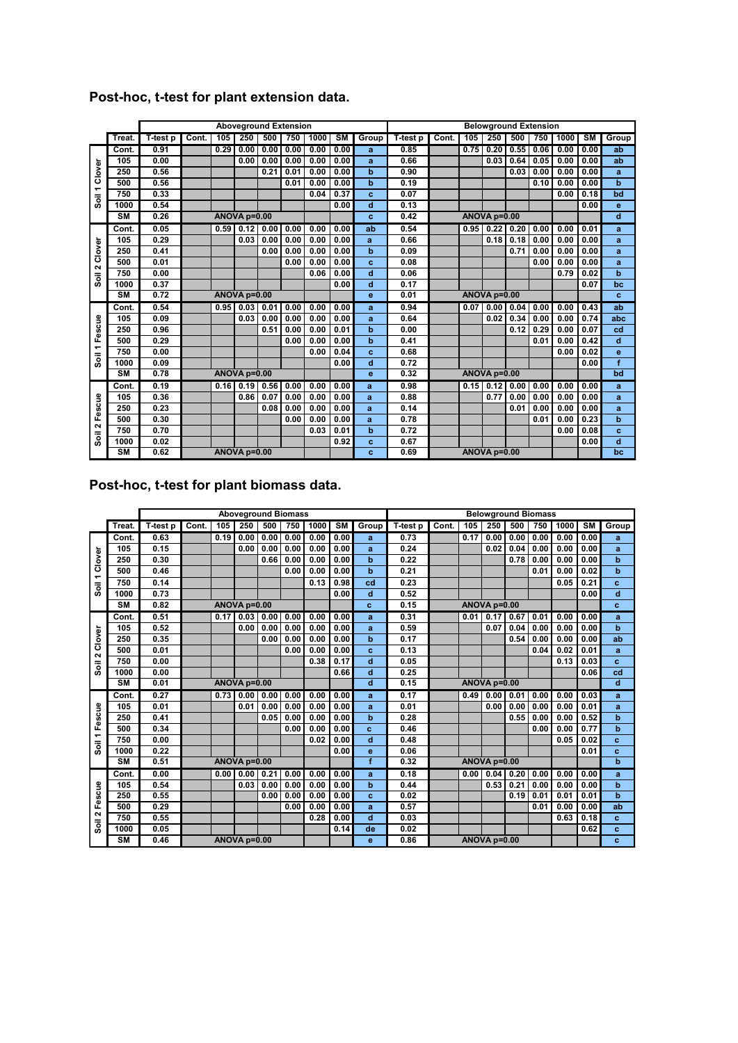## Post-hoc, t-test for plant extension data.

| | Treat. | Aboveground Extension T-test p | Cont. | 105 | 250 | 500 | 750 | 1000 | SM | Group | Belowground Extension T-test p | Cont. | 105 | 250 | 500 | 750 | 1000 | SM | Group |
|---|---|---|---|---|---|---|---|---|---|---|---|---|---|---|---|---|---|---|---|
| Soil 1 Clover | Cont. | 0.91 | | 0.29 | 0.00 | 0.00 | 0.00 | 0.00 | 0.00 | a | 0.85 | | 0.75 | 0.20 | 0.55 | 0.06 | 0.00 | 0.00 | ab |
| | 105 | 0.00 | | | 0.00 | 0.00 | 0.00 | 0.00 | 0.00 | a | 0.66 | | | 0.03 | 0.64 | 0.05 | 0.00 | 0.00 | ab |
| | 250 | 0.56 | | | | 0.21 | 0.01 | 0.00 | 0.00 | b | 0.90 | | | | 0.03 | 0.00 | 0.00 | 0.00 | a |
| | 500 | 0.56 | | | | | 0.01 | 0.00 | 0.00 | b | 0.19 | | | | | 0.10 | 0.00 | 0.00 | b |
| | 750 | 0.33 | | | | | | 0.04 | 0.37 | c | 0.07 | | | | | | 0.00 | 0.18 | bd |
| | 1000 | 0.54 | | | | | | | 0.00 | d | 0.13 | | | | | | | 0.00 | e |
| | SM | 0.26 | | ANOVA p=0.00 | | | | | | c | 0.42 | | ANOVA p=0.00 | | | | | | d |
| Soil 2 Clover | Cont. | 0.05 | | 0.59 | 0.12 | 0.00 | 0.00 | 0.00 | 0.00 | ab | 0.54 | | 0.95 | 0.22 | 0.20 | 0.00 | 0.00 | 0.01 | a |
| | 105 | 0.29 | | | 0.03 | 0.00 | 0.00 | 0.00 | 0.00 | a | 0.66 | | | 0.18 | 0.18 | 0.00 | 0.00 | 0.00 | a |
| | 250 | 0.41 | | | | 0.00 | 0.00 | 0.00 | 0.00 | b | 0.09 | | | | 0.71 | 0.00 | 0.00 | 0.00 | a |
| | 500 | 0.01 | | | | | 0.00 | 0.00 | 0.00 | c | 0.08 | | | | | 0.00 | 0.00 | 0.00 | a |
| | 750 | 0.00 | | | | | | 0.06 | 0.00 | d | 0.06 | | | | | | 0.79 | 0.02 | b |
| | 1000 | 0.37 | | | | | | | 0.00 | d | 0.17 | | | | | | | 0.07 | bc |
| | SM | 0.72 | | ANOVA p=0.00 | | | | | | e | 0.01 | | ANOVA p=0.00 | | | | | | c |
| Soil 1 Fescue | Cont. | 0.54 | | 0.95 | 0.03 | 0.01 | 0.00 | 0.00 | 0.00 | a | 0.94 | | 0.07 | 0.00 | 0.04 | 0.00 | 0.00 | 0.43 | ab |
| | 105 | 0.09 | | | 0.03 | 0.00 | 0.00 | 0.00 | 0.00 | a | 0.64 | | | 0.02 | 0.34 | 0.00 | 0.00 | 0.74 | abc |
| | 250 | 0.96 | | | | 0.51 | 0.00 | 0.00 | 0.01 | b | 0.00 | | | | 0.12 | 0.29 | 0.00 | 0.07 | cd |
| | 500 | 0.29 | | | | | 0.00 | 0.00 | 0.00 | b | 0.41 | | | | | 0.01 | 0.00 | 0.42 | d |
| | 750 | 0.00 | | | | | | 0.00 | 0.04 | c | 0.68 | | | | | | 0.00 | 0.02 | e |
| | 1000 | 0.09 | | | | | | | 0.00 | d | 0.72 | | | | | | | 0.00 | f |
| | SM | 0.78 | | ANOVA p=0.00 | | | | | | e | 0.32 | | ANOVA p=0.00 | | | | | | bd |
| Soil 2 Fescue | Cont. | 0.19 | | 0.16 | 0.19 | 0.56 | 0.00 | 0.00 | 0.00 | a | 0.98 | | 0.15 | 0.12 | 0.00 | 0.00 | 0.00 | 0.00 | a |
| | 105 | 0.36 | | | 0.86 | 0.07 | 0.00 | 0.00 | 0.00 | a | 0.88 | | | 0.77 | 0.00 | 0.00 | 0.00 | 0.00 | a |
| | 250 | 0.23 | | | | 0.08 | 0.00 | 0.00 | 0.00 | a | 0.14 | | | | 0.01 | 0.00 | 0.00 | 0.00 | a |
| | 500 | 0.30 | | | | | 0.00 | 0.00 | 0.00 | a | 0.78 | | | | | 0.01 | 0.00 | 0.23 | b |
| | 750 | 0.70 | | | | | | 0.03 | 0.01 | b | 0.72 | | | | | | 0.00 | 0.08 | c |
| | 1000 | 0.02 | | | | | | | 0.92 | c | 0.67 | | | | | | | 0.00 | d |
| | SM | 0.62 | | ANOVA p=0.00 | | | | | | c | 0.69 | | ANOVA p=0.00 | | | | | | bc |

## Post-hoc, t-test for plant biomass data.

| | Treat. | Aboveground Biomass T-test p | Cont. | 105 | 250 | 500 | 750 | 1000 | SM | Group | Belowground Biomass T-test p | Cont. | 105 | 250 | 500 | 750 | 1000 | SM | Group |
|---|---|---|---|---|---|---|---|---|---|---|---|---|---|---|---|---|---|---|---|
| Soil 1 Clover | Cont. | 0.63 | | 0.19 | 0.00 | 0.00 | 0.00 | 0.00 | 0.00 | a | 0.73 | | 0.17 | 0.00 | 0.00 | 0.00 | 0.00 | 0.00 | a |
| | 105 | 0.15 | | | 0.00 | 0.00 | 0.00 | 0.00 | 0.00 | a | 0.24 | | | 0.02 | 0.04 | 0.00 | 0.00 | 0.00 | a |
| | 250 | 0.30 | | | | 0.66 | 0.00 | 0.00 | 0.00 | b | 0.22 | | | | 0.78 | 0.00 | 0.00 | 0.00 | b |
| | 500 | 0.46 | | | | | 0.00 | 0.00 | 0.00 | b | 0.21 | | | | | 0.01 | 0.00 | 0.02 | b |
| | 750 | 0.14 | | | | | | 0.13 | 0.98 | cd | 0.23 | | | | | | 0.05 | 0.21 | c |
| | 1000 | 0.73 | | | | | | | 0.00 | d | 0.52 | | | | | | | 0.00 | d |
| | SM | 0.82 | | ANOVA p=0.00 | | | | | | c | 0.15 | | ANOVA p=0.00 | | | | | | c |
| Soil 2 Clover | Cont. | 0.51 | | 0.17 | 0.03 | 0.00 | 0.00 | 0.00 | 0.00 | a | 0.31 | | 0.01 | 0.17 | 0.67 | 0.01 | 0.00 | 0.00 | a |
| | 105 | 0.52 | | | 0.00 | 0.00 | 0.00 | 0.00 | 0.00 | a | 0.59 | | | 0.07 | 0.04 | 0.00 | 0.00 | 0.00 | b |
| | 250 | 0.35 | | | | 0.00 | 0.00 | 0.00 | 0.00 | b | 0.17 | | | | 0.54 | 0.00 | 0.00 | 0.00 | ab |
| | 500 | 0.01 | | | | | 0.00 | 0.00 | 0.00 | c | 0.13 | | | | | 0.04 | 0.02 | 0.01 | a |
| | 750 | 0.00 | | | | | | 0.38 | 0.17 | d | 0.05 | | | | | | 0.13 | 0.03 | c |
| | 1000 | 0.00 | | | | | | | 0.66 | d | 0.25 | | | | | | | 0.06 | cd |
| | SM | 0.01 | | ANOVA p=0.00 | | | | | | d | 0.15 | | ANOVA p=0.00 | | | | | | d |
| Soil 1 Fescue | Cont. | 0.27 | | 0.73 | 0.00 | 0.00 | 0.00 | 0.00 | 0.00 | a | 0.17 | | 0.49 | 0.00 | 0.01 | 0.00 | 0.00 | 0.03 | a |
| | 105 | 0.01 | | | 0.01 | 0.00 | 0.00 | 0.00 | 0.00 | a | 0.01 | | | 0.00 | 0.00 | 0.00 | 0.00 | 0.01 | a |
| | 250 | 0.41 | | | | 0.05 | 0.00 | 0.00 | 0.00 | b | 0.28 | | | | 0.55 | 0.00 | 0.00 | 0.52 | b |
| | 500 | 0.34 | | | | | 0.00 | 0.00 | 0.00 | c | 0.46 | | | | | 0.00 | 0.00 | 0.77 | b |
| | 750 | 0.00 | | | | | | 0.02 | 0.00 | d | 0.48 | | | | | | 0.05 | 0.02 | c |
| | 1000 | 0.22 | | | | | | | 0.00 | e | 0.06 | | | | | | | 0.01 | c |
| | SM | 0.51 | | ANOVA p=0.00 | | | | | | f | 0.32 | | ANOVA p=0.00 | | | | | | b |
| Soil 2 Fescue | Cont. | 0.00 | | 0.00 | 0.00 | 0.21 | 0.00 | 0.00 | 0.00 | a | 0.18 | | 0.00 | 0.04 | 0.20 | 0.00 | 0.00 | 0.00 | a |
| | 105 | 0.54 | | | 0.03 | 0.00 | 0.00 | 0.00 | 0.00 | b | 0.44 | | | 0.53 | 0.21 | 0.00 | 0.00 | 0.00 | b |
| | 250 | 0.55 | | | | 0.00 | 0.00 | 0.00 | 0.00 | c | 0.02 | | | | 0.19 | 0.01 | 0.01 | 0.01 | b |
| | 500 | 0.29 | | | | | 0.00 | 0.00 | 0.00 | a | 0.57 | | | | | 0.01 | 0.00 | 0.00 | ab |
| | 750 | 0.55 | | | | | | 0.28 | 0.00 | d | 0.03 | | | | | | 0.63 | 0.18 | c |
| | 1000 | 0.05 | | | | | | | 0.14 | de | 0.02 | | | | | | | 0.62 | c |
| | SM | 0.46 | | ANOVA p=0.00 | | | | | | e | 0.86 | | ANOVA p=0.00 | | | | | | c |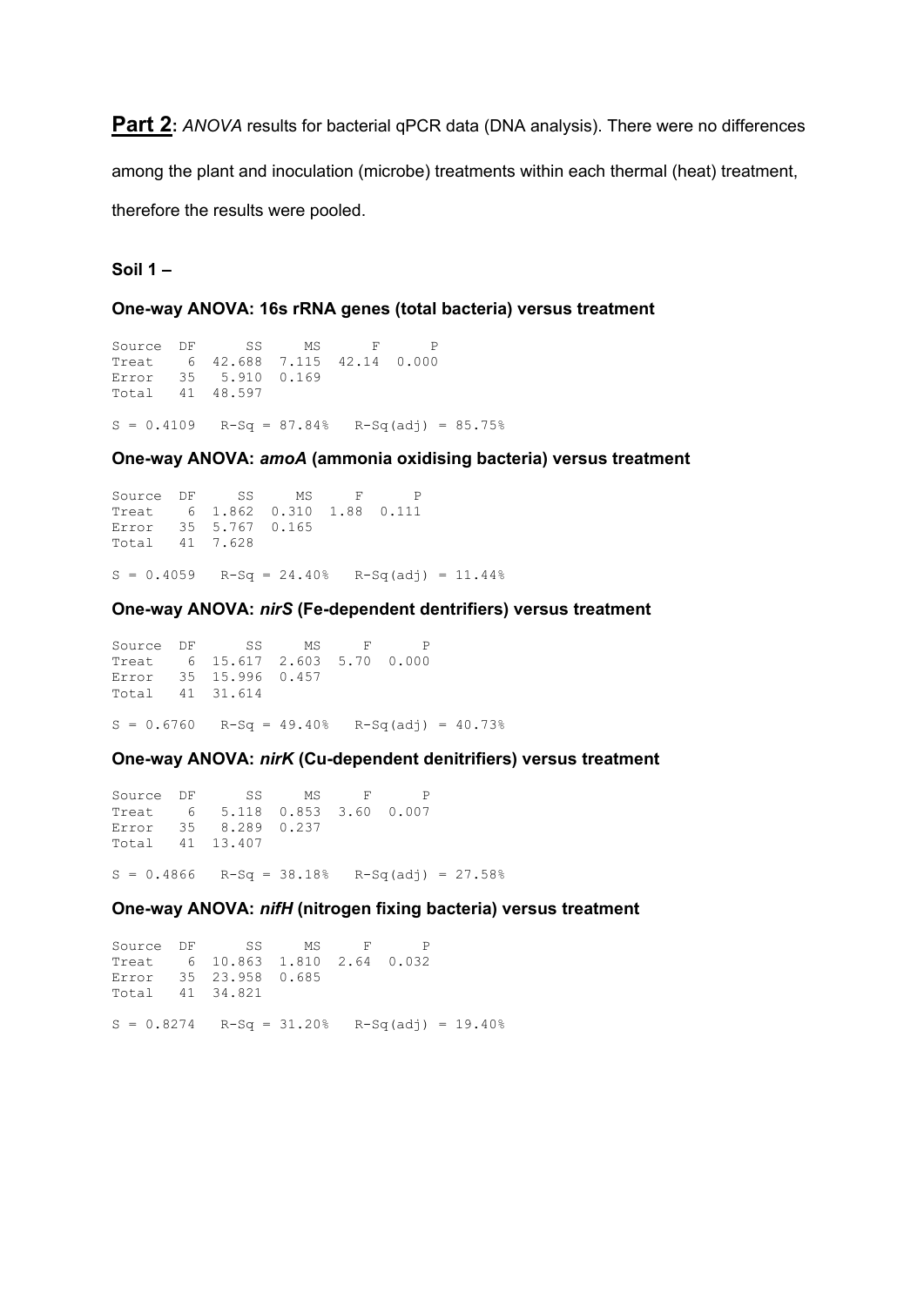**Part 2:** *ANOVA* results for bacterial qPCR data (DNA analysis). There were no differences among the plant and inoculation (microbe) treatments within each thermal (heat) treatment, therefore the results were pooled.

**Soil 1 –**

**One-way ANOVA: 16s rRNA genes (total bacteria) versus treatment**

```
Source  DF      SS     MS      F      P
Treat    6  42.688  7.115  42.14  0.000
Error   35   5.910  0.169
Total   41  48.597

S = 0.4109   R-Sq = 87.84%   R-Sq(adj) = 85.75%
```

**One-way ANOVA: *amoA* (ammonia oxidising bacteria) versus treatment**

```
Source  DF     SS     MS     F      P
Treat    6  1.862  0.310  1.88  0.111
Error   35  5.767  0.165
Total   41  7.628

S = 0.4059   R-Sq = 24.40%   R-Sq(adj) = 11.44%
```

**One-way ANOVA: *nirS* (Fe-dependent dentrifiers) versus treatment**

```
Source  DF      SS     MS     F      P
Treat    6  15.617  2.603  5.70  0.000
Error   35  15.996  0.457
Total   41  31.614

S = 0.6760   R-Sq = 49.40%   R-Sq(adj) = 40.73%
```

**One-way ANOVA: *nirK* (Cu-dependent denitrifiers) versus treatment**

```
Source  DF      SS     MS     F      P
Treat    6   5.118  0.853  3.60  0.007
Error   35   8.289  0.237
Total   41  13.407

S = 0.4866   R-Sq = 38.18%   R-Sq(adj) = 27.58%
```

**One-way ANOVA: *nifH* (nitrogen fixing bacteria) versus treatment**

```
Source  DF      SS     MS     F      P
Treat    6  10.863  1.810  2.64  0.032
Error   35  23.958  0.685
Total   41  34.821

S = 0.8274   R-Sq = 31.20%   R-Sq(adj) = 19.40%
```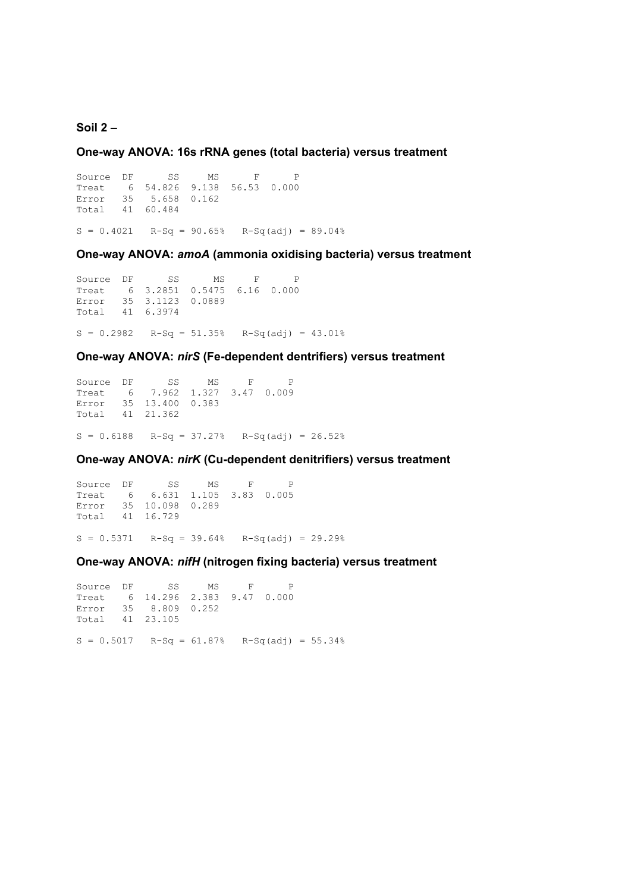**Soil 2 –**

### One-way ANOVA: 16s rRNA genes (total bacteria) versus treatment

```
Source  DF      SS     MS      F      P
Treat    6  54.826  9.138  56.53  0.000
Error   35   5.658  0.162
Total   41  60.484

S = 0.4021   R-Sq = 90.65%   R-Sq(adj) = 89.04%
```

### One-way ANOVA: *amoA* (ammonia oxidising bacteria) versus treatment

```
Source  DF      SS      MS     F      P
Treat    6  3.2851  0.5475  6.16  0.000
Error   35  3.1123  0.0889
Total   41  6.3974

S = 0.2982   R-Sq = 51.35%   R-Sq(adj) = 43.01%
```

### One-way ANOVA: *nirS* (Fe-dependent dentrifiers) versus treatment

```
Source  DF      SS     MS     F      P
Treat    6   7.962  1.327  3.47  0.009
Error   35  13.400  0.383
Total   41  21.362

S = 0.6188   R-Sq = 37.27%   R-Sq(adj) = 26.52%
```

### One-way ANOVA: *nirK* (Cu-dependent denitrifiers) versus treatment

```
Source  DF      SS     MS     F      P
Treat    6   6.631  1.105  3.83  0.005
Error   35  10.098  0.289
Total   41  16.729

S = 0.5371   R-Sq = 39.64%   R-Sq(adj) = 29.29%
```

### One-way ANOVA: *nifH* (nitrogen fixing bacteria) versus treatment

```
Source  DF      SS     MS     F      P
Treat    6  14.296  2.383  9.47  0.000
Error   35   8.809  0.252
Total   41  23.105

S = 0.5017   R-Sq = 61.87%   R-Sq(adj) = 55.34%
```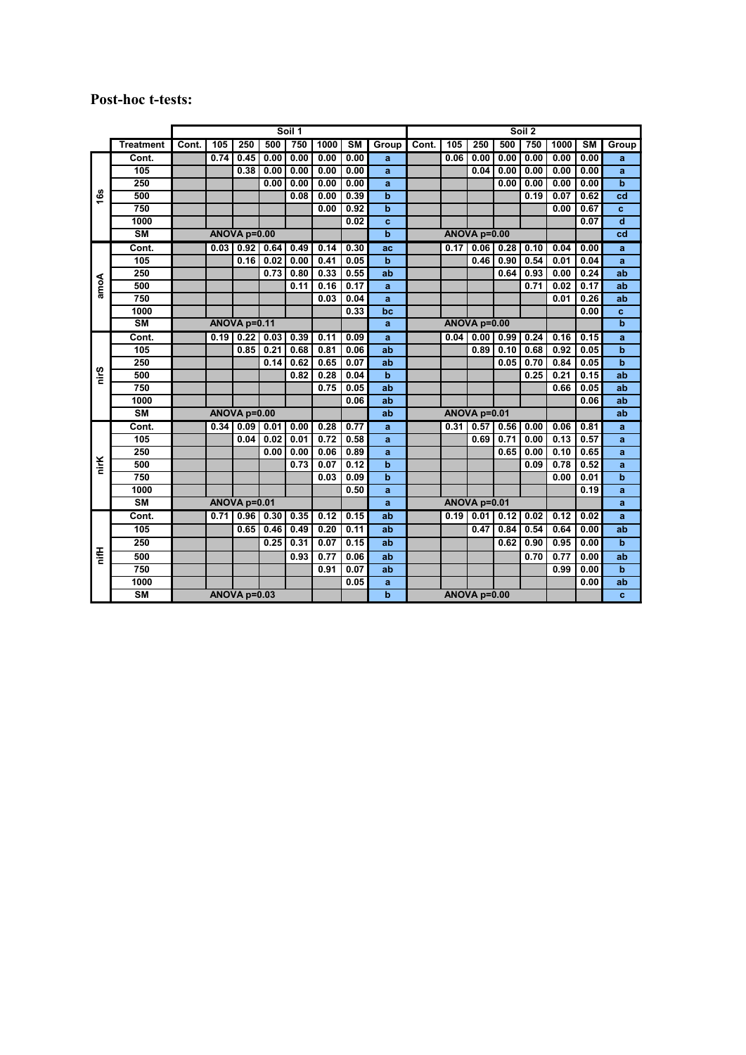## Post-hoc t-tests:

| | | Soil 1 | | | | | | | | Soil 2 | | | | | | | |
|---|---|---|---|---|---|---|---|---|---|---|---|---|---|---|---|---|---|
| | Treatment | Cont. | 105 | 250 | 500 | 750 | 1000 | SM | Group | Cont. | 105 | 250 | 500 | 750 | 1000 | SM | Group |
| 16s | Cont. | | 0.74 | 0.45 | 0.00 | 0.00 | 0.00 | 0.00 | a | | 0.06 | 0.00 | 0.00 | 0.00 | 0.00 | 0.00 | a |
| | 105 | | | 0.38 | 0.00 | 0.00 | 0.00 | 0.00 | a | | | 0.04 | 0.00 | 0.00 | 0.00 | 0.00 | a |
| | 250 | | | | 0.00 | 0.00 | 0.00 | 0.00 | a | | | | 0.00 | 0.00 | 0.00 | 0.00 | b |
| | 500 | | | | | 0.08 | 0.00 | 0.39 | b | | | | | 0.19 | 0.07 | 0.62 | cd |
| | 750 | | | | | | 0.00 | 0.92 | b | | | | | | 0.00 | 0.67 | c |
| | 1000 | | | | | | | 0.02 | c | | | | | | | 0.07 | d |
| | SM | | ANOVA p=0.00 | | | | | | b | | ANOVA p=0.00 | | | | | | cd |
| amoA | Cont. | | 0.03 | 0.92 | 0.64 | 0.49 | 0.14 | 0.30 | ac | | 0.17 | 0.06 | 0.28 | 0.10 | 0.04 | 0.00 | a |
| | 105 | | | 0.16 | 0.02 | 0.00 | 0.41 | 0.05 | b | | | 0.46 | 0.90 | 0.54 | 0.01 | 0.04 | a |
| | 250 | | | | 0.73 | 0.80 | 0.33 | 0.55 | ab | | | | 0.64 | 0.93 | 0.00 | 0.24 | ab |
| | 500 | | | | | 0.11 | 0.16 | 0.17 | a | | | | | 0.71 | 0.02 | 0.17 | ab |
| | 750 | | | | | | 0.03 | 0.04 | a | | | | | | 0.01 | 0.26 | ab |
| | 1000 | | | | | | | 0.33 | bc | | | | | | | 0.00 | c |
| | SM | | ANOVA p=0.11 | | | | | | a | | ANOVA p=0.00 | | | | | | b |
| nirS | Cont. | | 0.19 | 0.22 | 0.03 | 0.39 | 0.11 | 0.09 | a | | 0.04 | 0.00 | 0.99 | 0.24 | 0.16 | 0.15 | a |
| | 105 | | | 0.85 | 0.21 | 0.68 | 0.81 | 0.06 | ab | | | 0.89 | 0.10 | 0.68 | 0.92 | 0.05 | b |
| | 250 | | | | 0.14 | 0.62 | 0.65 | 0.07 | ab | | | | 0.05 | 0.70 | 0.84 | 0.05 | b |
| | 500 | | | | | 0.82 | 0.28 | 0.04 | b | | | | | 0.25 | 0.21 | 0.15 | ab |
| | 750 | | | | | | 0.75 | 0.05 | ab | | | | | | 0.66 | 0.05 | ab |
| | 1000 | | | | | | | 0.06 | ab | | | | | | | 0.06 | ab |
| | SM | | ANOVA p=0.00 | | | | | | ab | | ANOVA p=0.01 | | | | | | ab |
| nirK | Cont. | | 0.34 | 0.09 | 0.01 | 0.00 | 0.28 | 0.77 | a | | 0.31 | 0.57 | 0.56 | 0.00 | 0.06 | 0.81 | a |
| | 105 | | | 0.04 | 0.02 | 0.01 | 0.72 | 0.58 | a | | | 0.69 | 0.71 | 0.00 | 0.13 | 0.57 | a |
| | 250 | | | | 0.00 | 0.00 | 0.06 | 0.89 | a | | | | 0.65 | 0.00 | 0.10 | 0.65 | a |
| | 500 | | | | | 0.73 | 0.07 | 0.12 | b | | | | | 0.09 | 0.78 | 0.52 | a |
| | 750 | | | | | | 0.03 | 0.09 | b | | | | | | 0.00 | 0.01 | b |
| | 1000 | | | | | | | 0.50 | a | | | | | | | 0.19 | a |
| | SM | | ANOVA p=0.01 | | | | | | a | | ANOVA p=0.01 | | | | | | a |
| nifH | Cont. | | 0.71 | 0.96 | 0.30 | 0.35 | 0.12 | 0.15 | ab | | 0.19 | 0.01 | 0.12 | 0.02 | 0.12 | 0.02 | a |
| | 105 | | | 0.65 | 0.46 | 0.49 | 0.20 | 0.11 | ab | | | 0.47 | 0.84 | 0.54 | 0.64 | 0.00 | ab |
| | 250 | | | | 0.25 | 0.31 | 0.07 | 0.15 | ab | | | | 0.62 | 0.90 | 0.95 | 0.00 | b |
| | 500 | | | | | 0.93 | 0.77 | 0.06 | ab | | | | | 0.70 | 0.77 | 0.00 | ab |
| | 750 | | | | | | 0.91 | 0.07 | ab | | | | | | 0.99 | 0.00 | b |
| | 1000 | | | | | | | 0.05 | a | | | | | | | 0.00 | ab |
| | SM | | ANOVA p=0.03 | | | | | | b | | ANOVA p=0.00 | | | | | | c |